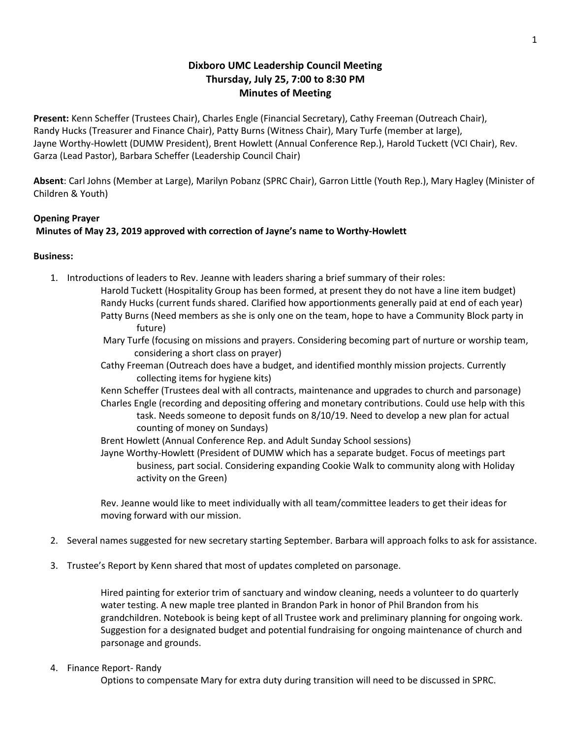# Dixboro UMC Leadership Council Meeting
## Thursday, July 25, 7:00 to 8:30 PM
## Minutes of Meeting

**Present:** Kenn Scheffer (Trustees Chair), Charles Engle (Financial Secretary), Cathy Freeman (Outreach Chair), Randy Hucks (Treasurer and Finance Chair), Patty Burns (Witness Chair), Mary Turfe (member at large), Jayne Worthy-Howlett (DUMW President), Brent Howlett (Annual Conference Rep.), Harold Tuckett (VCI Chair), Rev. Garza (Lead Pastor), Barbara Scheffer (Leadership Council Chair)

**Absent**: Carl Johns (Member at Large), Marilyn Pobanz (SPRC Chair), Garron Little (Youth Rep.), Mary Hagley (Minister of Children & Youth)

**Opening Prayer**

**Minutes of May 23, 2019 approved with correction of Jayne's name to Worthy-Howlett**

**Business:**

1. Introductions of leaders to Rev. Jeanne with leaders sharing a brief summary of their roles:
   - Harold Tuckett (Hospitality Group has been formed, at present they do not have a line item budget)
   - Randy Hucks (current funds shared. Clarified how apportionments generally paid at end of each year)
   - Patty Burns (Need members as she is only one on the team, hope to have a Community Block party in future)
   - Mary Turfe (focusing on missions and prayers. Considering becoming part of nurture or worship team, considering a short class on prayer)
   - Cathy Freeman (Outreach does have a budget, and identified monthly mission projects. Currently collecting items for hygiene kits)
   - Kenn Scheffer (Trustees deal with all contracts, maintenance and upgrades to church and parsonage)
   - Charles Engle (recording and depositing offering and monetary contributions. Could use help with this task. Needs someone to deposit funds on 8/10/19. Need to develop a new plan for actual counting of money on Sundays)
   - Brent Howlett (Annual Conference Rep. and Adult Sunday School sessions)
   - Jayne Worthy-Howlett (President of DUMW which has a separate budget. Focus of meetings part business, part social. Considering expanding Cookie Walk to community along with Holiday activity on the Green)

   Rev. Jeanne would like to meet individually with all team/committee leaders to get their ideas for moving forward with our mission.

2. Several names suggested for new secretary starting September. Barbara will approach folks to ask for assistance.

3. Trustee's Report by Kenn shared that most of updates completed on parsonage.

   Hired painting for exterior trim of sanctuary and window cleaning, needs a volunteer to do quarterly water testing. A new maple tree planted in Brandon Park in honor of Phil Brandon from his grandchildren. Notebook is being kept of all Trustee work and preliminary planning for ongoing work. Suggestion for a designated budget and potential fundraising for ongoing maintenance of church and parsonage and grounds.

4. Finance Report- Randy

   Options to compensate Mary for extra duty during transition will need to be discussed in SPRC.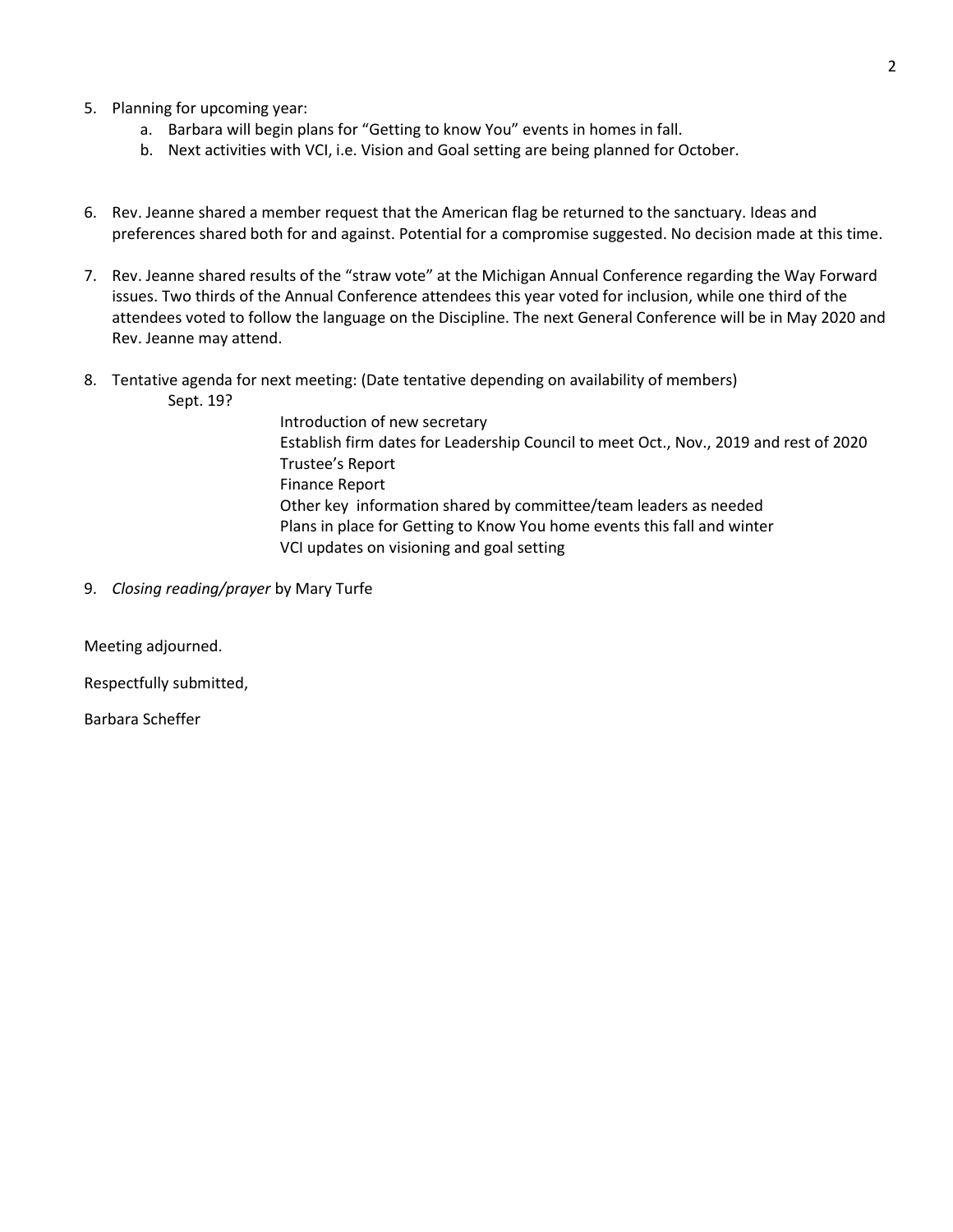5. Planning for upcoming year:
    a. Barbara will begin plans for "Getting to know You" events in homes in fall.
    b. Next activities with VCI, i.e. Vision and Goal setting are being planned for October.

6. Rev. Jeanne shared a member request that the American flag be returned to the sanctuary. Ideas and preferences shared both for and against. Potential for a compromise suggested. No decision made at this time.

7. Rev. Jeanne shared results of the "straw vote" at the Michigan Annual Conference regarding the Way Forward issues. Two thirds of the Annual Conference attendees this year voted for inclusion, while one third of the attendees voted to follow the language on the Discipline. The next General Conference will be in May 2020 and Rev. Jeanne may attend.

8. Tentative agenda for next meeting: (Date tentative depending on availability of members)
   Sept. 19?
   - Introduction of new secretary
   - Establish firm dates for Leadership Council to meet Oct., Nov., 2019 and rest of 2020
   - Trustee's Report
   - Finance Report
   - Other key information shared by committee/team leaders as needed
   - Plans in place for Getting to Know You home events this fall and winter
   - VCI updates on visioning and goal setting

9. *Closing reading/prayer* by Mary Turfe

Meeting adjourned.

Respectfully submitted,

Barbara Scheffer